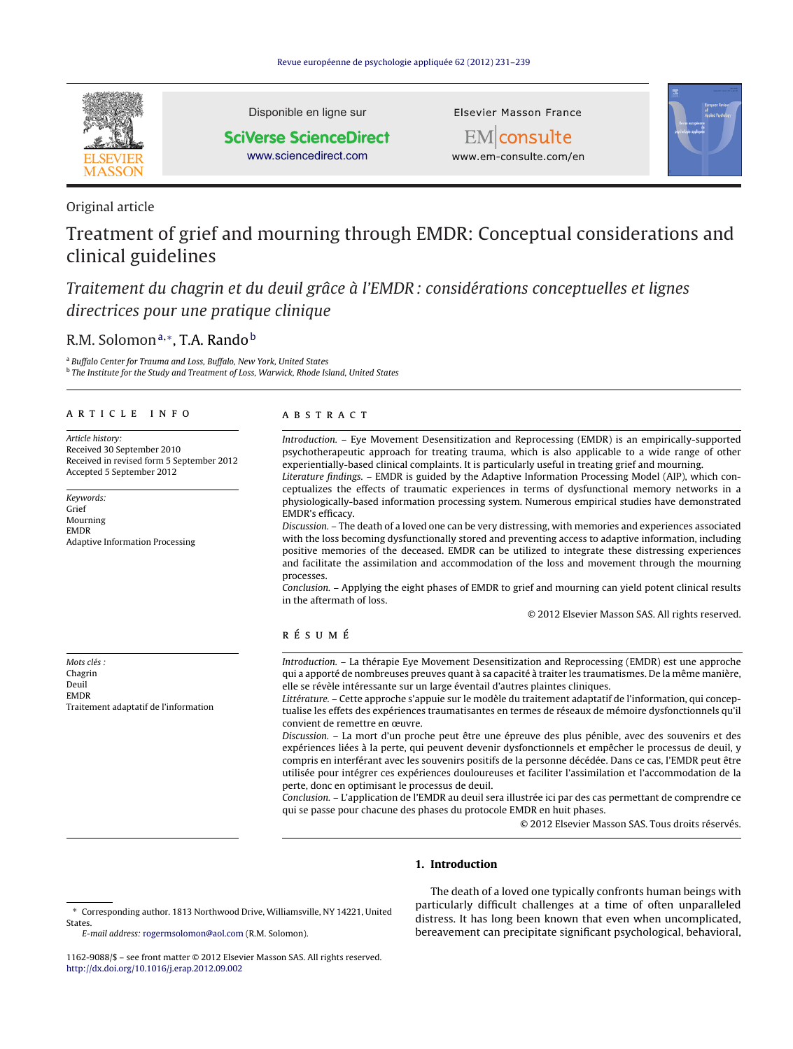Original article

# Treatment of grief and mourning through EMDR: Conceptual considerations and clinical guidelines

## *Traitement du chagrin et du deuil grâce à l'EMDR : considérations conceptuelles et lignes directrices pour une pratique clinique*

R.M. Solomon[a,*], T.A. Rando[b]

[a] *Buffalo Center for Trauma and Loss, Buffalo, New York, United States*
[b] *The Institute for the Study and Treatment of Loss, Warwick, Rhode Island, United States*

### ARTICLE INFO

*Article history:*
Received 30 September 2010
Received in revised form 5 September 2012
Accepted 5 September 2012

*Keywords:*
Grief
Mourning
EMDR
Adaptive Information Processing

*Mots clés :*
Chagrin
Deuil
EMDR
Traitement adaptatif de l'information

### ABSTRACT

*Introduction.* – Eye Movement Desensitization and Reprocessing (EMDR) is an empirically-supported psychotherapeutic approach for treating trauma, which is also applicable to a wide range of other experientially-based clinical complaints. It is particularly useful in treating grief and mourning.
*Literature findings.* – EMDR is guided by the Adaptive Information Processing Model (AIP), which conceptualizes the effects of traumatic experiences in terms of dysfunctional memory networks in a physiologically-based information processing system. Numerous empirical studies have demonstrated EMDR's efficacy.
*Discussion.* – The death of a loved one can be very distressing, with memories and experiences associated with the loss becoming dysfunctionally stored and preventing access to adaptive information, including positive memories of the deceased. EMDR can be utilized to integrate these distressing experiences and facilitate the assimilation and accommodation of the loss and movement through the mourning processes.
*Conclusion.* – Applying the eight phases of EMDR to grief and mourning can yield potent clinical results in the aftermath of loss.

© 2012 Elsevier Masson SAS. All rights reserved.

### RÉSUMÉ

*Introduction.* – La thérapie Eye Movement Desensitization and Reprocessing (EMDR) est une approche qui a apporté de nombreuses preuves quant à sa capacité à traiter les traumatismes. De la même manière, elle se révèle intéressante sur un large éventail d'autres plaintes cliniques.
*Littérature.* – Cette approche s'appuie sur le modèle du traitement adaptatif de l'information, qui conceptualise les effets des expériences traumatisantes en termes de réseaux de mémoire dysfonctionnels qu'il convient de remettre en œuvre.
*Discussion.* – La mort d'un proche peut être une épreuve des plus pénible, avec des souvenirs et des expériences liées à la perte, qui peuvent devenir dysfonctionnels et empêcher le processus de deuil, y compris en interférant avec les souvenirs positifs de la personne décédée. Dans ce cas, l'EMDR peut être utilisée pour intégrer ces expériences douloureuses et faciliter l'assimilation et l'accommodation de la perte, donc en optimisant le processus de deuil.
*Conclusion.* – L'application de l'EMDR au deuil sera illustrée ici par des cas permettant de comprendre ce qui se passe pour chacune des phases du protocole EMDR en huit phases.

© 2012 Elsevier Masson SAS. Tous droits réservés.

## 1. Introduction

The death of a loved one typically confronts human beings with particularly difficult challenges at a time of often unparalleled distress. It has long been known that even when uncomplicated, bereavement can precipitate significant psychological, behavioral,

* Corresponding author. 1813 Northwood Drive, Williamsville, NY 14221, United States.
*E-mail address:* rogermsolomon@aol.com (R.M. Solomon).

1162-9088/$ – see front matter © 2012 Elsevier Masson SAS. All rights reserved.
http://dx.doi.org/10.1016/j.erap.2012.09.002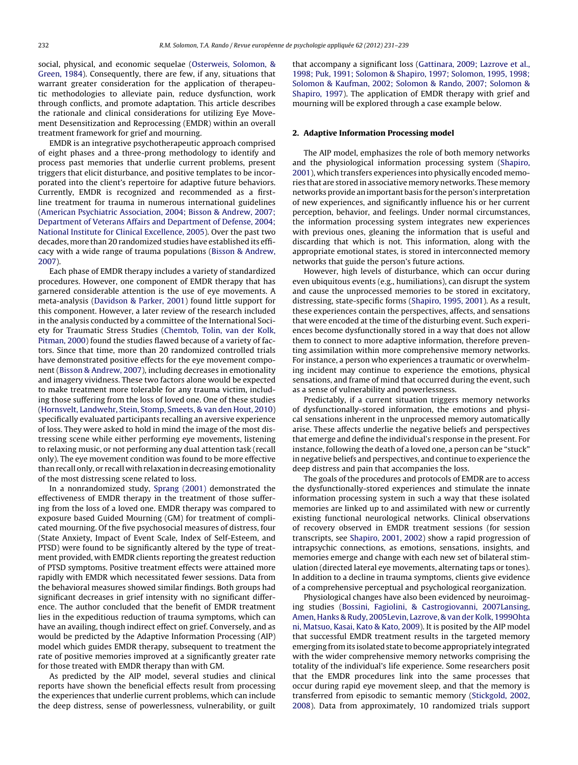social, physical, and economic sequelae (Osterweis, Solomon, & Green, 1984). Consequently, there are few, if any, situations that warrant greater consideration for the application of therapeutic methodologies to alleviate pain, reduce dysfunction, work through conflicts, and promote adaptation. This article describes the rationale and clinical considerations for utilizing Eye Movement Desensitization and Reprocessing (EMDR) within an overall treatment framework for grief and mourning.

EMDR is an integrative psychotherapeutic approach comprised of eight phases and a three-prong methodology to identify and process past memories that underlie current problems, present triggers that elicit disturbance, and positive templates to be incorporated into the client's repertoire for adaptive future behaviors. Currently, EMDR is recognized and recommended as a first-line treatment for trauma in numerous international guidelines (American Psychiatric Association, 2004; Bisson & Andrew, 2007; Department of Veterans Affairs and Department of Defense, 2004; National Institute for Clinical Excellence, 2005). Over the past two decades, more than 20 randomized studies have established its efficacy with a wide range of trauma populations (Bisson & Andrew, 2007).

Each phase of EMDR therapy includes a variety of standardized procedures. However, one component of EMDR therapy that has garnered considerable attention is the use of eye movements. A meta-analysis (Davidson & Parker, 2001) found little support for this component. However, a later review of the research included in the analysis conducted by a committee of the International Society for Traumatic Stress Studies (Chemtob, Tolin, van der Kolk, Pitman, 2000) found the studies flawed because of a variety of factors. Since that time, more than 20 randomized controlled trials have demonstrated positive effects for the eye movement component (Bisson & Andrew, 2007), including decreases in emotionality and imagery vividness. These two factors alone would be expected to make treatment more tolerable for any trauma victim, including those suffering from the loss of loved one. One of these studies (Hornsvelt, Landwehr, Stein, Stomp, Smeets, & van den Hout, 2010) specifically evaluated participants recalling an aversive experience of loss. They were asked to hold in mind the image of the most distressing scene while either performing eye movements, listening to relaxing music, or not performing any dual attention task (recall only). The eye movement condition was found to be more effective than recall only, or recall with relaxation in decreasing emotionality of the most distressing scene related to loss.

In a nonrandomized study, Sprang (2001) demonstrated the effectiveness of EMDR therapy in the treatment of those suffering from the loss of a loved one. EMDR therapy was compared to exposure based Guided Mourning (GM) for treatment of complicated mourning. Of the five psychosocial measures of distress, four (State Anxiety, Impact of Event Scale, Index of Self-Esteem, and PTSD) were found to be significantly altered by the type of treatment provided, with EMDR clients reporting the greatest reduction of PTSD symptoms. Positive treatment effects were attained more rapidly with EMDR which necessitated fewer sessions. Data from the behavioral measures showed similar findings. Both groups had significant decreases in grief intensity with no significant difference. The author concluded that the benefit of EMDR treatment lies in the expeditious reduction of trauma symptoms, which can have an availing, though indirect effect on grief. Conversely, and as would be predicted by the Adaptive Information Processing (AIP) model which guides EMDR therapy, subsequent to treatment the rate of positive memories improved at a significantly greater rate for those treated with EMDR therapy than with GM.

As predicted by the AIP model, several studies and clinical reports have shown the beneficial effects result from processing the experiences that underlie current problems, which can include the deep distress, sense of powerlessness, vulnerability, or guilt that accompany a significant loss (Gattinara, 2009; Lazrove et al., 1998; Puk, 1991; Solomon & Shapiro, 1997; Solomon, 1995, 1998; Solomon & Kaufman, 2002; Solomon & Rando, 2007; Solomon & Shapiro, 1997). The application of EMDR therapy with grief and mourning will be explored through a case example below.

## 2. Adaptive Information Processing model

The AIP model, emphasizes the role of both memory networks and the physiological information processing system (Shapiro, 2001), which transfers experiences into physically encoded memories that are stored in associative memory networks. These memory networks provide an important basis for the person's interpretation of new experiences, and significantly influence his or her current perception, behavior, and feelings. Under normal circumstances, the information processing system integrates new experiences with previous ones, gleaning the information that is useful and discarding that which is not. This information, along with the appropriate emotional states, is stored in interconnected memory networks that guide the person's future actions.

However, high levels of disturbance, which can occur during even ubiquitous events (e.g., humiliations), can disrupt the system and cause the unprocessed memories to be stored in excitatory, distressing, state-specific forms (Shapiro, 1995, 2001). As a result, these experiences contain the perspectives, affects, and sensations that were encoded at the time of the disturbing event. Such experiences become dysfunctionally stored in a way that does not allow them to connect to more adaptive information, therefore preventing assimilation within more comprehensive memory networks. For instance, a person who experiences a traumatic or overwhelming incident may continue to experience the emotions, physical sensations, and frame of mind that occurred during the event, such as a sense of vulnerability and powerlessness.

Predictably, if a current situation triggers memory networks of dysfunctionally-stored information, the emotions and physical sensations inherent in the unprocessed memory automatically arise. These affects underlie the negative beliefs and perspectives that emerge and define the individual's response in the present. For instance, following the death of a loved one, a person can be "stuck" in negative beliefs and perspectives, and continue to experience the deep distress and pain that accompanies the loss.

The goals of the procedures and protocols of EMDR are to access the dysfunctionally-stored experiences and stimulate the innate information processing system in such a way that these isolated memories are linked up to and assimilated with new or currently existing functional neurological networks. Clinical observations of recovery observed in EMDR treatment sessions (for session transcripts, see Shapiro, 2001, 2002) show a rapid progression of intrapsychic connections, as emotions, sensations, insights, and memories emerge and change with each new set of bilateral stimulation (directed lateral eye movements, alternating taps or tones). In addition to a decline in trauma symptoms, clients give evidence of a comprehensive perceptual and psychological reorganization.

Physiological changes have also been evidenced by neuroimaging studies (Bossini, Fagiolini, & Castrogiovanni, 2007Lansing, Amen, Hanks & Rudy, 2005Levin, Lazrove, & van der Kolk, 1999Ohtani, Matsuo, Kasai, Kato & Kato, 2009). It is posited by the AIP model that successful EMDR treatment results in the targeted memory emerging from its isolated state to become appropriately integrated with the wider comprehensive memory networks comprising the totality of the individual's life experience. Some researchers posit that the EMDR procedures link into the same processes that occur during rapid eye movement sleep, and that the memory is transferred from episodic to semantic memory (Stickgold, 2002, 2008). Data from approximately, 10 randomized trials support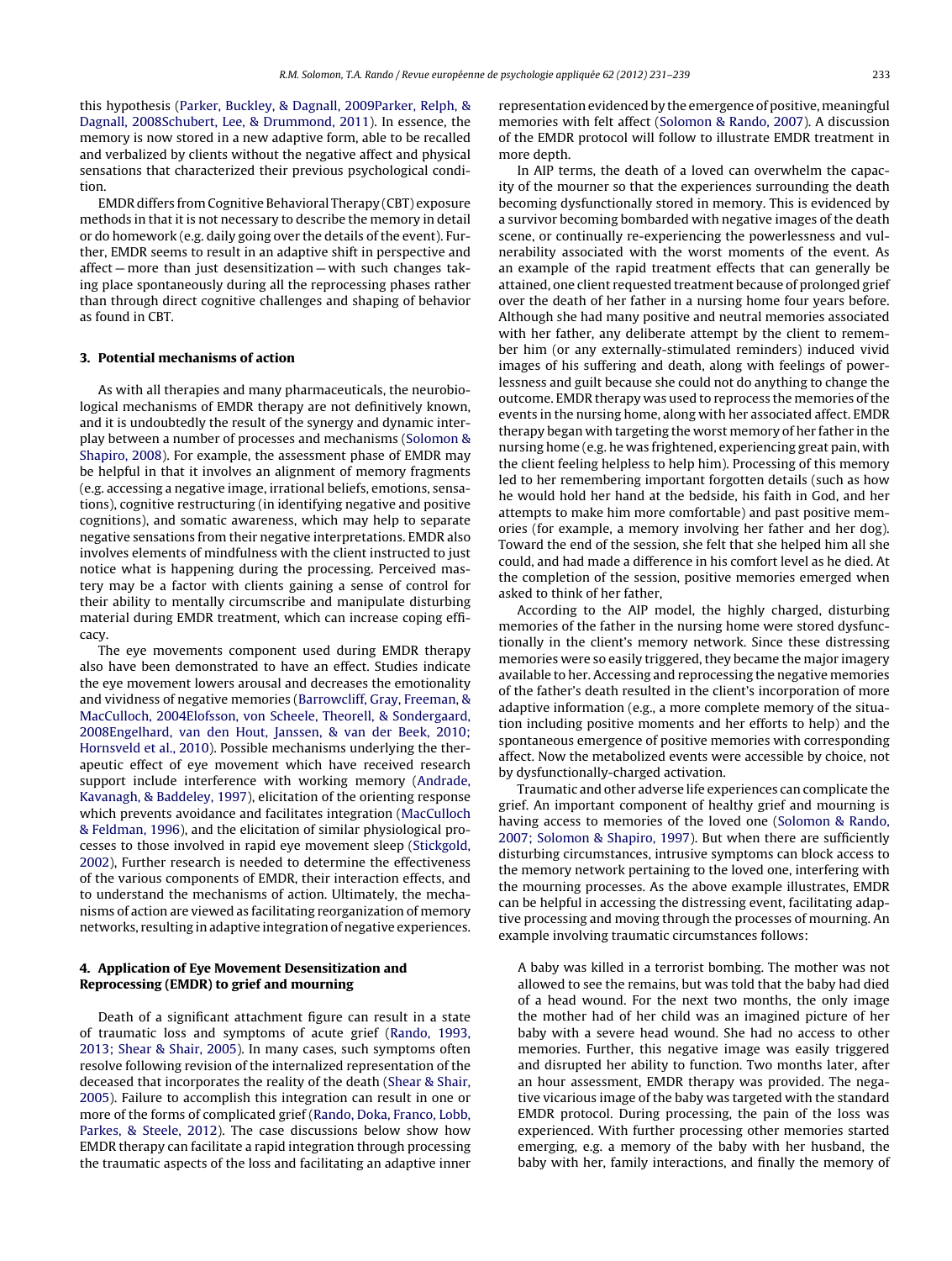this hypothesis (Parker, Buckley, & Dagnall, 2009Parker, Relph, & Dagnall, 2008Schubert, Lee, & Drummond, 2011). In essence, the memory is now stored in a new adaptive form, able to be recalled and verbalized by clients without the negative affect and physical sensations that characterized their previous psychological condition.

EMDR differs from Cognitive Behavioral Therapy (CBT) exposure methods in that it is not necessary to describe the memory in detail or do homework (e.g. daily going over the details of the event). Further, EMDR seems to result in an adaptive shift in perspective and affect — more than just desensitization — with such changes taking place spontaneously during all the reprocessing phases rather than through direct cognitive challenges and shaping of behavior as found in CBT.

## 3. Potential mechanisms of action

As with all therapies and many pharmaceuticals, the neurobiological mechanisms of EMDR therapy are not definitively known, and it is undoubtedly the result of the synergy and dynamic interplay between a number of processes and mechanisms (Solomon & Shapiro, 2008). For example, the assessment phase of EMDR may be helpful in that it involves an alignment of memory fragments (e.g. accessing a negative image, irrational beliefs, emotions, sensations), cognitive restructuring (in identifying negative and positive cognitions), and somatic awareness, which may help to separate negative sensations from their negative interpretations. EMDR also involves elements of mindfulness with the client instructed to just notice what is happening during the processing. Perceived mastery may be a factor with clients gaining a sense of control for their ability to mentally circumscribe and manipulate disturbing material during EMDR treatment, which can increase coping efficacy.

The eye movements component used during EMDR therapy also have been demonstrated to have an effect. Studies indicate the eye movement lowers arousal and decreases the emotionality and vividness of negative memories (Barrowcliff, Gray, Freeman, & MacCulloch, 2004Elofsson, von Scheele, Theorell, & Sondergaard, 2008Engelhard, van den Hout, Janssen, & van der Beek, 2010; Hornsveld et al., 2010). Possible mechanisms underlying the therapeutic effect of eye movement which have received research support include interference with working memory (Andrade, Kavanagh, & Baddeley, 1997), elicitation of the orienting response which prevents avoidance and facilitates integration (MacCulloch & Feldman, 1996), and the elicitation of similar physiological processes to those involved in rapid eye movement sleep (Stickgold, 2002). Further research is needed to determine the effectiveness of the various components of EMDR, their interaction effects, and to understand the mechanisms of action. Ultimately, the mechanisms of action are viewed as facilitating reorganization of memory networks, resulting in adaptive integration of negative experiences.

## 4. Application of Eye Movement Desensitization and Reprocessing (EMDR) to grief and mourning

Death of a significant attachment figure can result in a state of traumatic loss and symptoms of acute grief (Rando, 1993, 2013; Shear & Shair, 2005). In many cases, such symptoms often resolve following revision of the internalized representation of the deceased that incorporates the reality of the death (Shear & Shair, 2005). Failure to accomplish this integration can result in one or more of the forms of complicated grief (Rando, Doka, Franco, Lobb, Parkes, & Steele, 2012). The case discussions below show how EMDR therapy can facilitate a rapid integration through processing the traumatic aspects of the loss and facilitating an adaptive inner representation evidenced by the emergence of positive, meaningful memories with felt affect (Solomon & Rando, 2007). A discussion of the EMDR protocol will follow to illustrate EMDR treatment in more depth.

In AIP terms, the death of a loved can overwhelm the capacity of the mourner so that the experiences surrounding the death becoming dysfunctionally stored in memory. This is evidenced by a survivor becoming bombarded with negative images of the death scene, or continually re-experiencing the powerlessness and vulnerability associated with the worst moments of the event. As an example of the rapid treatment effects that can generally be attained, one client requested treatment because of prolonged grief over the death of her father in a nursing home four years before. Although she had many positive and neutral memories associated with her father, any deliberate attempt by the client to remember him (or any externally-stimulated reminders) induced vivid images of his suffering and death, along with feelings of powerlessness and guilt because she could not do anything to change the outcome. EMDR therapy was used to reprocess the memories of the events in the nursing home, along with her associated affect. EMDR therapy began with targeting the worst memory of her father in the nursing home (e.g. he was frightened, experiencing great pain, with the client feeling helpless to help him). Processing of this memory led to her remembering important forgotten details (such as how he would hold her hand at the bedside, his faith in God, and her attempts to make him more comfortable) and past positive memories (for example, a memory involving her father and her dog). Toward the end of the session, she felt that she helped him all she could, and had made a difference in his comfort level as he died. At the completion of the session, positive memories emerged when asked to think of her father,

According to the AIP model, the highly charged, disturbing memories of the father in the nursing home were stored dysfunctionally in the client's memory network. Since these distressing memories were so easily triggered, they became the major imagery available to her. Accessing and reprocessing the negative memories of the father's death resulted in the client's incorporation of more adaptive information (e.g., a more complete memory of the situation including positive moments and her efforts to help) and the spontaneous emergence of positive memories with corresponding affect. Now the metabolized events were accessible by choice, not by dysfunctionally-charged activation.

Traumatic and other adverse life experiences can complicate the grief. An important component of healthy grief and mourning is having access to memories of the loved one (Solomon & Rando, 2007; Solomon & Shapiro, 1997). But when there are sufficiently disturbing circumstances, intrusive symptoms can block access to the memory network pertaining to the loved one, interfering with the mourning processes. As the above example illustrates, EMDR can be helpful in accessing the distressing event, facilitating adaptive processing and moving through the processes of mourning. An example involving traumatic circumstances follows:

> A baby was killed in a terrorist bombing. The mother was not allowed to see the remains, but was told that the baby had died of a head wound. For the next two months, the only image the mother had of her child was an imagined picture of her baby with a severe head wound. She had no access to other memories. Further, this negative image was easily triggered and disrupted her ability to function. Two months later, after an hour assessment, EMDR therapy was provided. The negative vicarious image of the baby was targeted with the standard EMDR protocol. During processing, the pain of the loss was experienced. With further processing other memories started emerging, e.g. a memory of the baby with her husband, the baby with her, family interactions, and finally the memory of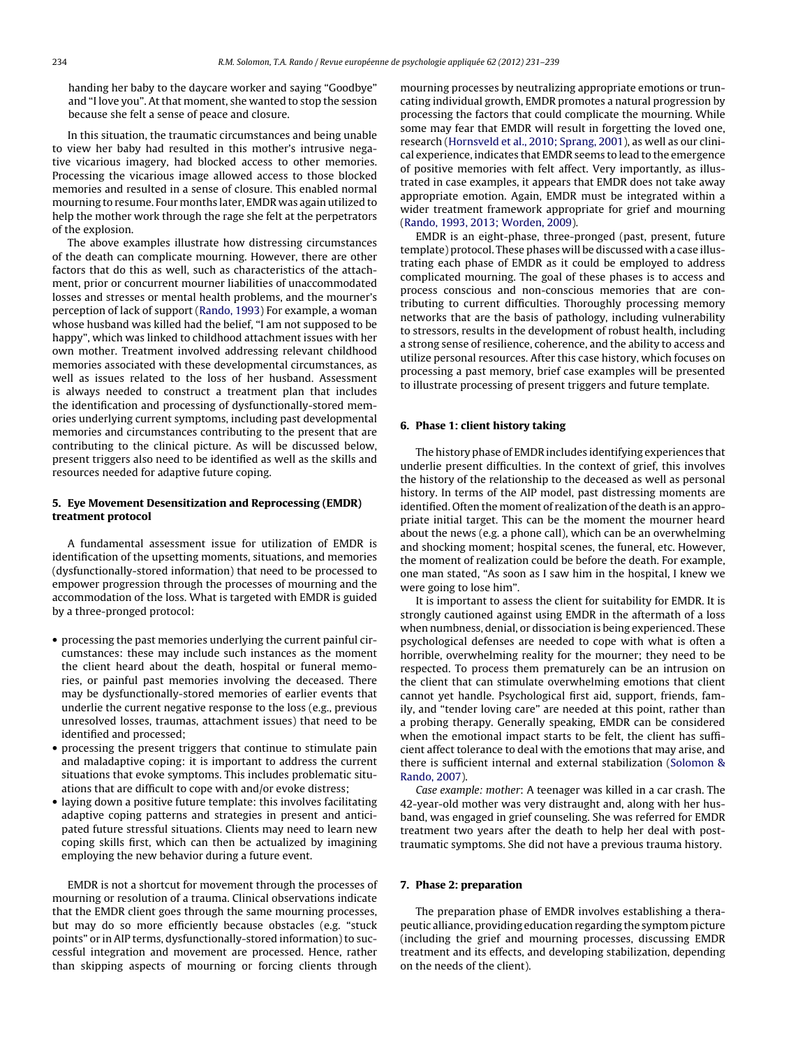handing her baby to the daycare worker and saying "Goodbye" and "I love you". At that moment, she wanted to stop the session because she felt a sense of peace and closure.

In this situation, the traumatic circumstances and being unable to view her baby had resulted in this mother's intrusive negative vicarious imagery, had blocked access to other memories. Processing the vicarious image allowed access to those blocked memories and resulted in a sense of closure. This enabled normal mourning to resume. Four months later, EMDR was again utilized to help the mother work through the rage she felt at the perpetrators of the explosion.

The above examples illustrate how distressing circumstances of the death can complicate mourning. However, there are other factors that do this as well, such as characteristics of the attachment, prior or concurrent mourner liabilities of unaccommodated losses and stresses or mental health problems, and the mourner's perception of lack of support (Rando, 1993) For example, a woman whose husband was killed had the belief, "I am not supposed to be happy", which was linked to childhood attachment issues with her own mother. Treatment involved addressing relevant childhood memories associated with these developmental circumstances, as well as issues related to the loss of her husband. Assessment is always needed to construct a treatment plan that includes the identification and processing of dysfunctionally-stored memories underlying current symptoms, including past developmental memories and circumstances contributing to the present that are contributing to the clinical picture. As will be discussed below, present triggers also need to be identified as well as the skills and resources needed for adaptive future coping.

## 5. Eye Movement Desensitization and Reprocessing (EMDR) treatment protocol

A fundamental assessment issue for utilization of EMDR is identification of the upsetting moments, situations, and memories (dysfunctionally-stored information) that need to be processed to empower progression through the processes of mourning and the accommodation of the loss. What is targeted with EMDR is guided by a three-pronged protocol:

- processing the past memories underlying the current painful circumstances: these may include such instances as the moment the client heard about the death, hospital or funeral memories, or painful past memories involving the deceased. There may be dysfunctionally-stored memories of earlier events that underlie the current negative response to the loss (e.g., previous unresolved losses, traumas, attachment issues) that need to be identified and processed;
- processing the present triggers that continue to stimulate pain and maladaptive coping: it is important to address the current situations that evoke symptoms. This includes problematic situations that are difficult to cope with and/or evoke distress;
- laying down a positive future template: this involves facilitating adaptive coping patterns and strategies in present and anticipated future stressful situations. Clients may need to learn new coping skills first, which can then be actualized by imagining employing the new behavior during a future event.

EMDR is not a shortcut for movement through the processes of mourning or resolution of a trauma. Clinical observations indicate that the EMDR client goes through the same mourning processes, but may do so more efficiently because obstacles (e.g. "stuck points" or in AIP terms, dysfunctionally-stored information) to successful integration and movement are processed. Hence, rather than skipping aspects of mourning or forcing clients through mourning processes by neutralizing appropriate emotions or truncating individual growth, EMDR promotes a natural progression by processing the factors that could complicate the mourning. While some may fear that EMDR will result in forgetting the loved one, research (Hornsveld et al., 2010; Sprang, 2001), as well as our clinical experience, indicates that EMDR seems to lead to the emergence of positive memories with felt affect. Very importantly, as illustrated in case examples, it appears that EMDR does not take away appropriate emotion. Again, EMDR must be integrated within a wider treatment framework appropriate for grief and mourning (Rando, 1993, 2013; Worden, 2009).

EMDR is an eight-phase, three-pronged (past, present, future template) protocol. These phases will be discussed with a case illustrating each phase of EMDR as it could be employed to address complicated mourning. The goal of these phases is to access and process conscious and non-conscious memories that are contributing to current difficulties. Thoroughly processing memory networks that are the basis of pathology, including vulnerability to stressors, results in the development of robust health, including a strong sense of resilience, coherence, and the ability to access and utilize personal resources. After this case history, which focuses on processing a past memory, brief case examples will be presented to illustrate processing of present triggers and future template.

## 6. Phase 1: client history taking

The history phase of EMDR includes identifying experiences that underlie present difficulties. In the context of grief, this involves the history of the relationship to the deceased as well as personal history. In terms of the AIP model, past distressing moments are identified. Often the moment of realization of the death is an appropriate initial target. This can be the moment the mourner heard about the news (e.g. a phone call), which can be an overwhelming and shocking moment; hospital scenes, the funeral, etc. However, the moment of realization could be before the death. For example, one man stated, "As soon as I saw him in the hospital, I knew we were going to lose him".

It is important to assess the client for suitability for EMDR. It is strongly cautioned against using EMDR in the aftermath of a loss when numbness, denial, or dissociation is being experienced. These psychological defenses are needed to cope with what is often a horrible, overwhelming reality for the mourner; they need to be respected. To process them prematurely can be an intrusion on the client that can stimulate overwhelming emotions that client cannot yet handle. Psychological first aid, support, friends, family, and "tender loving care" are needed at this point, rather than a probing therapy. Generally speaking, EMDR can be considered when the emotional impact starts to be felt, the client has sufficient affect tolerance to deal with the emotions that may arise, and there is sufficient internal and external stabilization (Solomon & Rando, 2007).

*Case example: mother*: A teenager was killed in a car crash. The 42-year-old mother was very distraught and, along with her husband, was engaged in grief counseling. She was referred for EMDR treatment two years after the death to help her deal with post-traumatic symptoms. She did not have a previous trauma history.

## 7. Phase 2: preparation

The preparation phase of EMDR involves establishing a therapeutic alliance, providing education regarding the symptom picture (including the grief and mourning processes, discussing EMDR treatment and its effects, and developing stabilization, depending on the needs of the client).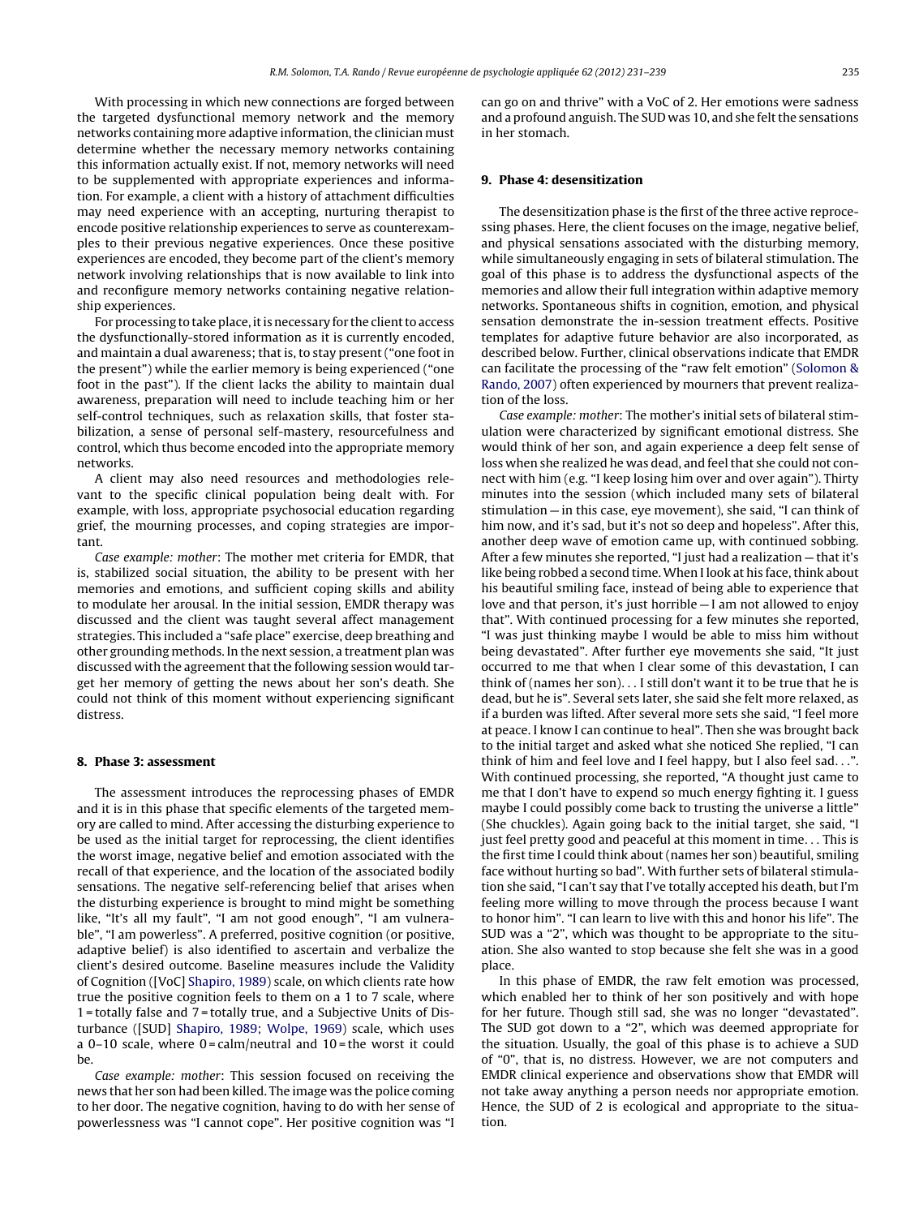With processing in which new connections are forged between the targeted dysfunctional memory network and the memory networks containing more adaptive information, the clinician must determine whether the necessary memory networks containing this information actually exist. If not, memory networks will need to be supplemented with appropriate experiences and information. For example, a client with a history of attachment difficulties may need experience with an accepting, nurturing therapist to encode positive relationship experiences to serve as counterexamples to their previous negative experiences. Once these positive experiences are encoded, they become part of the client's memory network involving relationships that is now available to link into and reconfigure memory networks containing negative relationship experiences.

For processing to take place, it is necessary for the client to access the dysfunctionally-stored information as it is currently encoded, and maintain a dual awareness; that is, to stay present ("one foot in the present") while the earlier memory is being experienced ("one foot in the past"). If the client lacks the ability to maintain dual awareness, preparation will need to include teaching him or her self-control techniques, such as relaxation skills, that foster stabilization, a sense of personal self-mastery, resourcefulness and control, which thus become encoded into the appropriate memory networks.

A client may also need resources and methodologies relevant to the specific clinical population being dealt with. For example, with loss, appropriate psychosocial education regarding grief, the mourning processes, and coping strategies are important.

*Case example: mother*: The mother met criteria for EMDR, that is, stabilized social situation, the ability to be present with her memories and emotions, and sufficient coping skills and ability to modulate her arousal. In the initial session, EMDR therapy was discussed and the client was taught several affect management strategies. This included a "safe place" exercise, deep breathing and other grounding methods. In the next session, a treatment plan was discussed with the agreement that the following session would target her memory of getting the news about her son's death. She could not think of this moment without experiencing significant distress.

## 8. Phase 3: assessment

The assessment introduces the reprocessing phases of EMDR and it is in this phase that specific elements of the targeted memory are called to mind. After accessing the disturbing experience to be used as the initial target for reprocessing, the client identifies the worst image, negative belief and emotion associated with the recall of that experience, and the location of the associated bodily sensations. The negative self-referencing belief that arises when the disturbing experience is brought to mind might be something like, "It's all my fault", "I am not good enough", "I am vulnerable", "I am powerless". A preferred, positive cognition (or positive, adaptive belief) is also identified to ascertain and verbalize the client's desired outcome. Baseline measures include the Validity of Cognition ([VoC] Shapiro, 1989) scale, on which clients rate how true the positive cognition feels to them on a 1 to 7 scale, where 1 = totally false and 7 = totally true, and a Subjective Units of Disturbance ([SUD] Shapiro, 1989; Wolpe, 1969) scale, which uses a 0–10 scale, where 0 = calm/neutral and 10 = the worst it could be.

*Case example: mother*: This session focused on receiving the news that her son had been killed. The image was the police coming to her door. The negative cognition, having to do with her sense of powerlessness was "I cannot cope". Her positive cognition was "I can go on and thrive" with a VoC of 2. Her emotions were sadness and a profound anguish. The SUD was 10, and she felt the sensations in her stomach.

## 9. Phase 4: desensitization

The desensitization phase is the first of the three active reprocessing phases. Here, the client focuses on the image, negative belief, and physical sensations associated with the disturbing memory, while simultaneously engaging in sets of bilateral stimulation. The goal of this phase is to address the dysfunctional aspects of the memories and allow their full integration within adaptive memory networks. Spontaneous shifts in cognition, emotion, and physical sensation demonstrate the in-session treatment effects. Positive templates for adaptive future behavior are also incorporated, as described below. Further, clinical observations indicate that EMDR can facilitate the processing of the "raw felt emotion" (Solomon & Rando, 2007) often experienced by mourners that prevent realization of the loss.

*Case example: mother*: The mother's initial sets of bilateral stimulation were characterized by significant emotional distress. She would think of her son, and again experience a deep felt sense of loss when she realized he was dead, and feel that she could not connect with him (e.g. "I keep losing him over and over again"). Thirty minutes into the session (which included many sets of bilateral stimulation – in this case, eye movement), she said, "I can think of him now, and it's sad, but it's not so deep and hopeless". After this, another deep wave of emotion came up, with continued sobbing. After a few minutes she reported, "I just had a realization – that it's like being robbed a second time. When I look at his face, think about his beautiful smiling face, instead of being able to experience that love and that person, it's just horrible – I am not allowed to enjoy that". With continued processing for a few minutes she reported, "I was just thinking maybe I would be able to miss him without being devastated". After further eye movements she said, "It just occurred to me that when I clear some of this devastation, I can think of (names her son)... I still don't want it to be true that he is dead, but he is". Several sets later, she said she felt more relaxed, as if a burden was lifted. After several more sets she said, "I feel more at peace. I know I can continue to heal". Then she was brought back to the initial target and asked what she noticed She replied, "I can think of him and feel love and I feel happy, but I also feel sad...". With continued processing, she reported, "A thought just came to me that I don't have to expend so much energy fighting it. I guess maybe I could possibly come back to trusting the universe a little" (She chuckles). Again going back to the initial target, she said, "I just feel pretty good and peaceful at this moment in time... This is the first time I could think about (names her son) beautiful, smiling face without hurting so bad". With further sets of bilateral stimulation she said, "I can't say that I've totally accepted his death, but I'm feeling more willing to move through the process because I want to honor him". "I can learn to live with this and honor his life". The SUD was a "2", which was thought to be appropriate to the situation. She also wanted to stop because she felt she was in a good place.

In this phase of EMDR, the raw felt emotion was processed, which enabled her to think of her son positively and with hope for her future. Though still sad, she was no longer "devastated". The SUD got down to a "2", which was deemed appropriate for the situation. Usually, the goal of this phase is to achieve a SUD of "0", that is, no distress. However, we are not computers and EMDR clinical experience and observations show that EMDR will not take away anything a person needs nor appropriate emotion. Hence, the SUD of 2 is ecological and appropriate to the situation.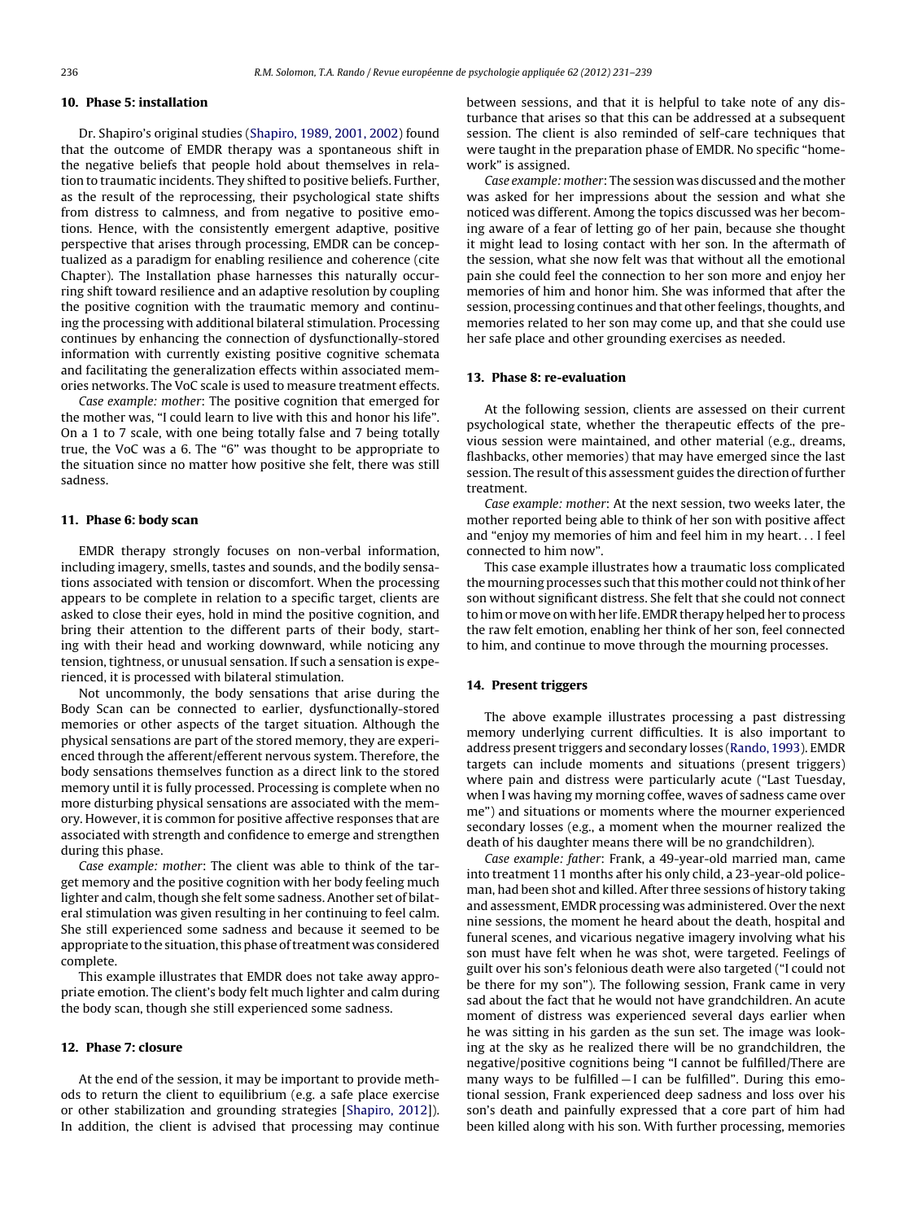## 10. Phase 5: installation

Dr. Shapiro's original studies (Shapiro, 1989, 2001, 2002) found that the outcome of EMDR therapy was a spontaneous shift in the negative beliefs that people hold about themselves in relation to traumatic incidents. They shifted to positive beliefs. Further, as the result of the reprocessing, their psychological state shifts from distress to calmness, and from negative to positive emotions. Hence, with the consistently emergent adaptive, positive perspective that arises through processing, EMDR can be conceptualized as a paradigm for enabling resilience and coherence (cite Chapter). The Installation phase harnesses this naturally occurring shift toward resilience and an adaptive resolution by coupling the positive cognition with the traumatic memory and continuing the processing with additional bilateral stimulation. Processing continues by enhancing the connection of dysfunctionally-stored information with currently existing positive cognitive schemata and facilitating the generalization effects within associated memories networks. The VoC scale is used to measure treatment effects.

*Case example: mother*: The positive cognition that emerged for the mother was, "I could learn to live with this and honor his life". On a 1 to 7 scale, with one being totally false and 7 being totally true, the VoC was a 6. The "6" was thought to be appropriate to the situation since no matter how positive she felt, there was still sadness.

## 11. Phase 6: body scan

EMDR therapy strongly focuses on non-verbal information, including imagery, smells, tastes and sounds, and the bodily sensations associated with tension or discomfort. When the processing appears to be complete in relation to a specific target, clients are asked to close their eyes, hold in mind the positive cognition, and bring their attention to the different parts of their body, starting with their head and working downward, while noticing any tension, tightness, or unusual sensation. If such a sensation is experienced, it is processed with bilateral stimulation.

Not uncommonly, the body sensations that arise during the Body Scan can be connected to earlier, dysfunctionally-stored memories or other aspects of the target situation. Although the physical sensations are part of the stored memory, they are experienced through the afferent/efferent nervous system. Therefore, the body sensations themselves function as a direct link to the stored memory until it is fully processed. Processing is complete when no more disturbing physical sensations are associated with the memory. However, it is common for positive affective responses that are associated with strength and confidence to emerge and strengthen during this phase.

*Case example: mother*: The client was able to think of the target memory and the positive cognition with her body feeling much lighter and calm, though she felt some sadness. Another set of bilateral stimulation was given resulting in her continuing to feel calm. She still experienced some sadness and because it seemed to be appropriate to the situation, this phase of treatment was considered complete.

This example illustrates that EMDR does not take away appropriate emotion. The client's body felt much lighter and calm during the body scan, though she still experienced some sadness.

## 12. Phase 7: closure

At the end of the session, it may be important to provide methods to return the client to equilibrium (e.g. a safe place exercise or other stabilization and grounding strategies [Shapiro, 2012]). In addition, the client is advised that processing may continue between sessions, and that it is helpful to take note of any disturbance that arises so that this can be addressed at a subsequent session. The client is also reminded of self-care techniques that were taught in the preparation phase of EMDR. No specific "homework" is assigned.

*Case example: mother*: The session was discussed and the mother was asked for her impressions about the session and what she noticed was different. Among the topics discussed was her becoming aware of a fear of letting go of her pain, because she thought it might lead to losing contact with her son. In the aftermath of the session, what she now felt was that without all the emotional pain she could feel the connection to her son more and enjoy her memories of him and honor him. She was informed that after the session, processing continues and that other feelings, thoughts, and memories related to her son may come up, and that she could use her safe place and other grounding exercises as needed.

## 13. Phase 8: re-evaluation

At the following session, clients are assessed on their current psychological state, whether the therapeutic effects of the previous session were maintained, and other material (e.g., dreams, flashbacks, other memories) that may have emerged since the last session. The result of this assessment guides the direction of further treatment.

*Case example: mother*: At the next session, two weeks later, the mother reported being able to think of her son with positive affect and "enjoy my memories of him and feel him in my heart... I feel connected to him now".

This case example illustrates how a traumatic loss complicated the mourning processes such that this mother could not think of her son without significant distress. She felt that she could not connect to him or move on with her life. EMDR therapy helped her to process the raw felt emotion, enabling her think of her son, feel connected to him, and continue to move through the mourning processes.

## 14. Present triggers

The above example illustrates processing a past distressing memory underlying current difficulties. It is also important to address present triggers and secondary losses (Rando, 1993). EMDR targets can include moments and situations (present triggers) where pain and distress were particularly acute ("Last Tuesday, when I was having my morning coffee, waves of sadness came over me") and situations or moments where the mourner experienced secondary losses (e.g., a moment when the mourner realized the death of his daughter means there will be no grandchildren).

*Case example: father*: Frank, a 49-year-old married man, came into treatment 11 months after his only child, a 23-year-old policeman, had been shot and killed. After three sessions of history taking and assessment, EMDR processing was administered. Over the next nine sessions, the moment he heard about the death, hospital and funeral scenes, and vicarious negative imagery involving what his son must have felt when he was shot, were targeted. Feelings of guilt over his son's felonious death were also targeted ("I could not be there for my son"). The following session, Frank came in very sad about the fact that he would not have grandchildren. An acute moment of distress was experienced several days earlier when he was sitting in his garden as the sun set. The image was looking at the sky as he realized there will be no grandchildren, the negative/positive cognitions being "I cannot be fulfilled/There are many ways to be fulfilled—I can be fulfilled". During this emotional session, Frank experienced deep sadness and loss over his son's death and painfully expressed that a core part of him had been killed along with his son. With further processing, memories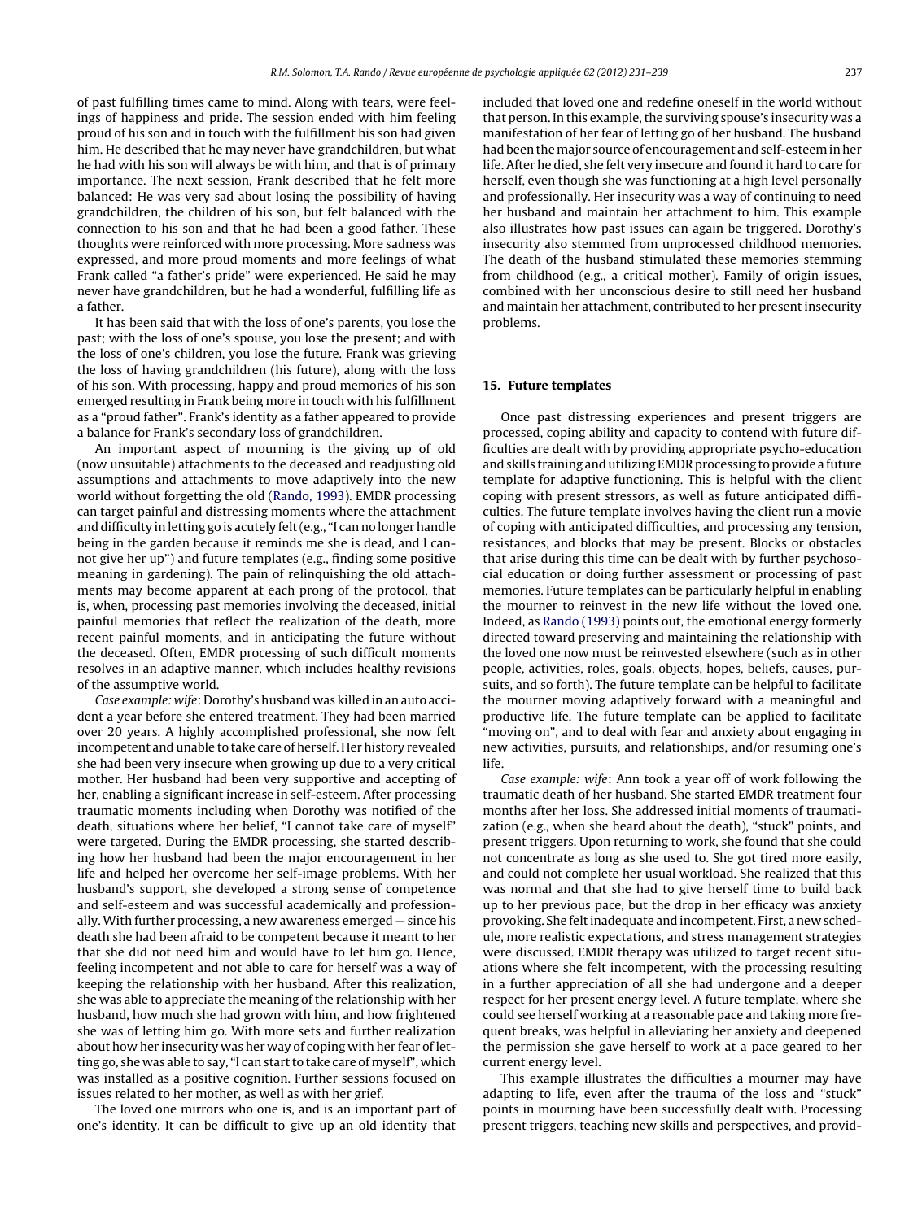of past fulfilling times came to mind. Along with tears, were feelings of happiness and pride. The session ended with him feeling proud of his son and in touch with the fulfillment his son had given him. He described that he may never have grandchildren, but what he had with his son will always be with him, and that is of primary importance. The next session, Frank described that he felt more balanced: He was very sad about losing the possibility of having grandchildren, the children of his son, but felt balanced with the connection to his son and that he had been a good father. These thoughts were reinforced with more processing. More sadness was expressed, and more proud moments and more feelings of what Frank called "a father's pride" were experienced. He said he may never have grandchildren, but he had a wonderful, fulfilling life as a father.

It has been said that with the loss of one's parents, you lose the past; with the loss of one's spouse, you lose the present; and with the loss of one's children, you lose the future. Frank was grieving the loss of having grandchildren (his future), along with the loss of his son. With processing, happy and proud memories of his son emerged resulting in Frank being more in touch with his fulfillment as a "proud father". Frank's identity as a father appeared to provide a balance for Frank's secondary loss of grandchildren.

An important aspect of mourning is the giving up of old (now unsuitable) attachments to the deceased and readjusting old assumptions and attachments to move adaptively into the new world without forgetting the old (Rando, 1993). EMDR processing can target painful and distressing moments where the attachment and difficulty in letting go is acutely felt (e.g., "I can no longer handle being in the garden because it reminds me she is dead, and I cannot give her up") and future templates (e.g., finding some positive meaning in gardening). The pain of relinquishing the old attachments may become apparent at each prong of the protocol, that is, when, processing past memories involving the deceased, initial painful memories that reflect the realization of the death, more recent painful moments, and in anticipating the future without the deceased. Often, EMDR processing of such difficult moments resolves in an adaptive manner, which includes healthy revisions of the assumptive world.

*Case example: wife*: Dorothy's husband was killed in an auto accident a year before she entered treatment. They had been married over 20 years. A highly accomplished professional, she now felt incompetent and unable to take care of herself. Her history revealed she had been very insecure when growing up due to a very critical mother. Her husband had been very supportive and accepting of her, enabling a significant increase in self-esteem. After processing traumatic moments including when Dorothy was notified of the death, situations where her belief, "I cannot take care of myself" were targeted. During the EMDR processing, she started describing how her husband had been the major encouragement in her life and helped her overcome her self-image problems. With her husband's support, she developed a strong sense of competence and self-esteem and was successful academically and professionally. With further processing, a new awareness emerged — since his death she had been afraid to be competent because it meant to her that she did not need him and would have to let him go. Hence, feeling incompetent and not able to care for herself was a way of keeping the relationship with her husband. After this realization, she was able to appreciate the meaning of the relationship with her husband, how much she had grown with him, and how frightened she was of letting him go. With more sets and further realization about how her insecurity was her way of coping with her fear of letting go, she was able to say, "I can start to take care of myself", which was installed as a positive cognition. Further sessions focused on issues related to her mother, as well as with her grief.

The loved one mirrors who one is, and is an important part of one's identity. It can be difficult to give up an old identity that included that loved one and redefine oneself in the world without that person. In this example, the surviving spouse's insecurity was a manifestation of her fear of letting go of her husband. The husband had been the major source of encouragement and self-esteem in her life. After he died, she felt very insecure and found it hard to care for herself, even though she was functioning at a high level personally and professionally. Her insecurity was a way of continuing to need her husband and maintain her attachment to him. This example also illustrates how past issues can again be triggered. Dorothy's insecurity also stemmed from unprocessed childhood memories. The death of the husband stimulated these memories stemming from childhood (e.g., a critical mother). Family of origin issues, combined with her unconscious desire to still need her husband and maintain her attachment, contributed to her present insecurity problems.

## 15. Future templates

Once past distressing experiences and present triggers are processed, coping ability and capacity to contend with future difficulties are dealt with by providing appropriate psycho-education and skills training and utilizing EMDR processing to provide a future template for adaptive functioning. This is helpful with the client coping with present stressors, as well as future anticipated difficulties. The future template involves having the client run a movie of coping with anticipated difficulties, and processing any tension, resistances, and blocks that may be present. Blocks or obstacles that arise during this time can be dealt with by further psychosocial education or doing further assessment or processing of past memories. Future templates can be particularly helpful in enabling the mourner to reinvest in the new life without the loved one. Indeed, as Rando (1993) points out, the emotional energy formerly directed toward preserving and maintaining the relationship with the loved one now must be reinvested elsewhere (such as in other people, activities, roles, goals, objects, hopes, beliefs, causes, pursuits, and so forth). The future template can be helpful to facilitate the mourner moving adaptively forward with a meaningful and productive life. The future template can be applied to facilitate "moving on", and to deal with fear and anxiety about engaging in new activities, pursuits, and relationships, and/or resuming one's life.

*Case example: wife*: Ann took a year off of work following the traumatic death of her husband. She started EMDR treatment four months after her loss. She addressed initial moments of traumatization (e.g., when she heard about the death), "stuck" points, and present triggers. Upon returning to work, she found that she could not concentrate as long as she used to. She got tired more easily, and could not complete her usual workload. She realized that this was normal and that she had to give herself time to build back up to her previous pace, but the drop in her efficacy was anxiety provoking. She felt inadequate and incompetent. First, a new schedule, more realistic expectations, and stress management strategies were discussed. EMDR therapy was utilized to target recent situations where she felt incompetent, with the processing resulting in a further appreciation of all she had undergone and a deeper respect for her present energy level. A future template, where she could see herself working at a reasonable pace and taking more frequent breaks, was helpful in alleviating her anxiety and deepened the permission she gave herself to work at a pace geared to her current energy level.

This example illustrates the difficulties a mourner may have adapting to life, even after the trauma of the loss and "stuck" points in mourning have been successfully dealt with. Processing present triggers, teaching new skills and perspectives, and provid-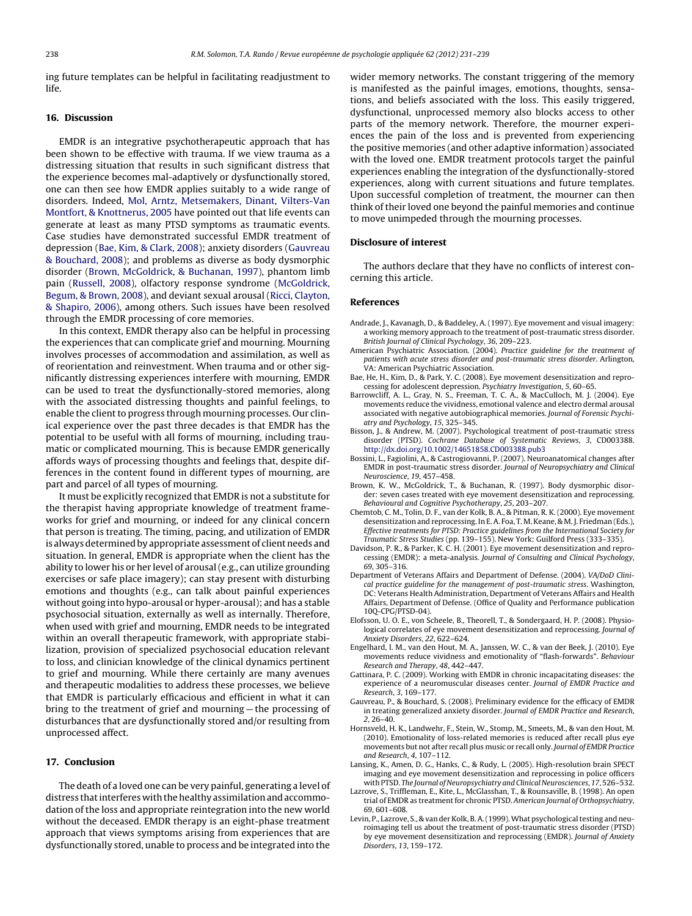ing future templates can be helpful in facilitating readjustment to life.

## 16. Discussion

EMDR is an integrative psychotherapeutic approach that has been shown to be effective with trauma. If we view trauma as a distressing situation that results in such significant distress that the experience becomes mal-adaptively or dysfunctionally stored, one can then see how EMDR applies suitably to a wide range of disorders. Indeed, Mol, Arntz, Metsemakers, Dinant, Vilters-Van Montfort, & Knottnerus, 2005 have pointed out that life events can generate at least as many PTSD symptoms as traumatic events. Case studies have demonstrated successful EMDR treatment of depression (Bae, Kim, & Clark, 2008); anxiety disorders (Gauvreau & Bouchard, 2008); and problems as diverse as body dysmorphic disorder (Brown, McGoldrick, & Buchanan, 1997), phantom limb pain (Russell, 2008), olfactory response syndrome (McGoldrick, Begum, & Brown, 2008), and deviant sexual arousal (Ricci, Clayton, & Shapiro, 2006), among others. Such issues have been resolved through the EMDR processing of core memories.

In this context, EMDR therapy also can be helpful in processing the experiences that can complicate grief and mourning. Mourning involves processes of accommodation and assimilation, as well as of reorientation and reinvestment. When trauma and or other significantly distressing experiences interfere with mourning, EMDR can be used to treat the dysfunctionally-stored memories, along with the associated distressing thoughts and painful feelings, to enable the client to progress through mourning processes. Our clinical experience over the past three decades is that EMDR has the potential to be useful with all forms of mourning, including traumatic or complicated mourning. This is because EMDR generically affords ways of processing thoughts and feelings that, despite differences in the content found in different types of mourning, are part and parcel of all types of mourning.

It must be explicitly recognized that EMDR is not a substitute for the therapist having appropriate knowledge of treatment frameworks for grief and mourning, or indeed for any clinical concern that person is treating. The timing, pacing, and utilization of EMDR is always determined by appropriate assessment of client needs and situation. In general, EMDR is appropriate when the client has the ability to lower his or her level of arousal (e.g., can utilize grounding exercises or safe place imagery); can stay present with disturbing emotions and thoughts (e.g., can talk about painful experiences without going into hypo-arousal or hyper-arousal); and has a stable psychosocial situation, externally as well as internally. Therefore, when used with grief and mourning, EMDR needs to be integrated within an overall therapeutic framework, with appropriate stabilization, provision of specialized psychosocial education relevant to loss, and clinician knowledge of the clinical dynamics pertinent to grief and mourning. While there certainly are many avenues and therapeutic modalities to address these processes, we believe that EMDR is particularly efficacious and efficient in what it can bring to the treatment of grief and mourning – the processing of disturbances that are dysfunctionally stored and/or resulting from unprocessed affect.

## 17. Conclusion

The death of a loved one can be very painful, generating a level of distress that interferes with the healthy assimilation and accommodation of the loss and appropriate reintegration into the new world without the deceased. EMDR therapy is an eight-phase treatment approach that views symptoms arising from experiences that are dysfunctionally stored, unable to process and be integrated into the wider memory networks. The constant triggering of the memory is manifested as the painful images, emotions, thoughts, sensations, and beliefs associated with the loss. This easily triggered, dysfunctional, unprocessed memory also blocks access to other parts of the memory network. Therefore, the mourner experiences the pain of the loss and is prevented from experiencing the positive memories (and other adaptive information) associated with the loved one. EMDR treatment protocols target the painful experiences enabling the integration of the dysfunctionally-stored experiences, along with current situations and future templates. Upon successful completion of treatment, the mourner can then think of their loved one beyond the painful memories and continue to move unimpeded through the mourning processes.

## Disclosure of interest

The authors declare that they have no conflicts of interest concerning this article.

## References

Andrade, J., Kavanagh, D., & Baddeley, A. (1997). Eye movement and visual imagery: a working memory approach to the treatment of post-traumatic stress disorder. *British Journal of Clinical Psychology*, *36*, 209–223.

American Psychiatric Association. (2004). *Practice guideline for the treatment of patients with acute stress disorder and post-traumatic stress disorder*. Arlington, VA: American Psychiatric Association.

Bae, H., Kim, D., & Park, Y. C. (2008). Eye movement desensitization and reprocessing for adolescent depression. *Psychiatry Investigation*, *5*, 60–65.

Barrowcliff, A. L., Gray, N. S., Freeman, T. C. A., & MacCulloch, M. J. (2004). Eye movements reduce the vividness, emotional valence and electro dermal arousal associated with negative autobiographical memories. *Journal of Forensic Psychiatry and Psychology*, *15*, 325–345.

Bisson, J., & Andrew, M. (2007). Psychological treatment of post-traumatic stress disorder (PTSD). *Cochrane Database of Systematic Reviews*, *3*, CD003388. http://dx.doi.org/10.1002/14651858.CD003388.pub3

Bossini, L., Fagiolini, A., & Castrogiovanni, P. (2007). Neuroanatomical changes after EMDR in post-traumatic stress disorder. *Journal of Neuropsychiatry and Clinical Neuroscience*, *19*, 457–458.

Brown, K. W., McGoldrick, T., & Buchanan, R. (1997). Body dysmorphic disorder: seven cases treated with eye movement desensitization and reprocessing. *Behavioural and Cognitive Psychotherapy*, *25*, 203–207.

Chemtob, C. M., Tolin, D. F., van der Kolk, B. A., & Pitman, R. K. (2000). Eye movement desensitization and reprocessing. In E. A. Foa, T. M. Keane, & M. J. Friedman (Eds.), *Effective treatments for PTSD: Practice guidelines from the International Society for Traumatic Stress Studies* (pp. 139–155). New York: Guilford Press (333–335).

Davidson, P. R., & Parker, K. C. H. (2001). Eye movement desensitization and reprocessing (EMDR): a meta-analysis. *Journal of Consulting and Clinical Psychology*, *69*, 305–316.

Department of Veterans Affairs and Department of Defense. (2004). *VA/DoD Clinical practice guideline for the management of post-traumatic stress*. Washington, DC: Veterans Health Administration, Department of Veterans Affairs and Health Affairs, Department of Defense. (Office of Quality and Performance publication 10Q-CPG/PTSD-04).

Elofsson, U. O. E., von Scheele, B., Theorell, T., & Sondergaard, H. P. (2008). Physiological correlates of eye movement desensitization and reprocessing. *Journal of Anxiety Disorders*, *22*, 622–624.

Engelhard, I. M., van den Hout, M. A., Janssen, W. C., & van der Beek, J. (2010). Eye movements reduce vividness and emotionality of "flash-forwards". *Behaviour Research and Therapy*, *48*, 442–447.

Gattinara, P. C. (2009). Working with EMDR in chronic incapacitating diseases: the experience of a neuromuscular diseases center. *Journal of EMDR Practice and Research*, *3*, 169–177.

Gauvreau, P., & Bouchard, S. (2008). Preliminary evidence for the efficacy of EMDR in treating generalized anxiety disorder. *Journal of EMDR Practice and Research*, *2*, 26–40.

Hornsveld, H. K., Landwehr, F., Stein, W., Stomp, M., Smeets, M., & van den Hout, M. (2010). Emotionality of loss-related memories is reduced after recall plus eye movements but not after recall plus music or recall only. *Journal of EMDR Practice and Research*, *4*, 107–112.

Lansing, K., Amen, D. G., Hanks, C., & Rudy, L. (2005). High-resolution brain SPECT imaging and eye movement desensitization and reprocessing in police officers with PTSD. *The Journal of Neuropsychiatry and Clinical Neurosciences*, *17*, 526–532.

Lazrove, S., Triffleman, E., Kite, L., McGlasshan, T., & Rounsaville, B. (1998). An open trial of EMDR as treatment for chronic PTSD. *American Journal of Orthopsychiatry*, *69*, 601–608.

Levin, P., Lazrove, S., & van der Kolk, B. A. (1999). What psychological testing and neuroimaging tell us about the treatment of post-traumatic stress disorder (PTSD) by eye movement desensitization and reprocessing (EMDR). *Journal of Anxiety Disorders*, *13*, 159–172.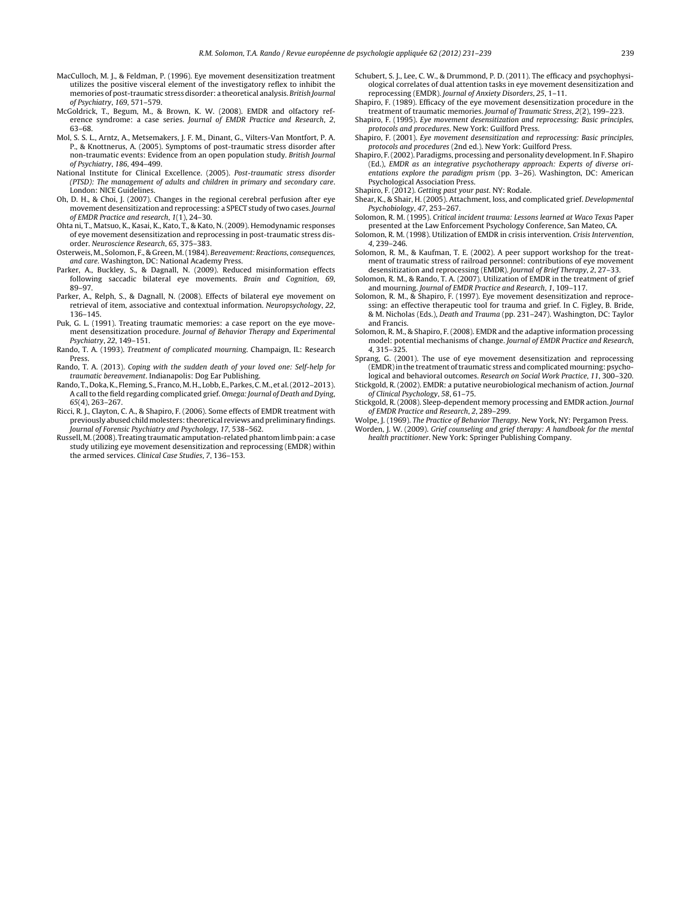MacCulloch, M. J., & Feldman, P. (1996). Eye movement desensitization treatment utilizes the positive visceral element of the investigatory reflex to inhibit the memories of post-traumatic stress disorder: a theoretical analysis. *British Journal of Psychiatry*, *169*, 571–579.

McGoldrick, T., Begum, M., & Brown, K. W. (2008). EMDR and olfactory reference syndrome: a case series. *Journal of EMDR Practice and Research*, *2*, 63–68.

Mol, S. S. L., Arntz, A., Metsemakers, J. F. M., Dinant, G., Vilters-Van Montfort, P. A. P., & Knottnerus, A. (2005). Symptoms of post-traumatic stress disorder after non-traumatic events: Evidence from an open population study. *British Journal of Psychiatry*, *186*, 494–499.

National Institute for Clinical Excellence. (2005). *Post-traumatic stress disorder (PTSD): The management of adults and children in primary and secondary care*. London: NICE Guidelines.

Oh, D. H., & Choi, J. (2007). Changes in the regional cerebral perfusion after eye movement desensitization and reprocessing: a SPECT study of two cases. *Journal of EMDR Practice and research*, *1*(1), 24–30.

Ohta ni, T., Matsuo, K., Kasai, K., Kato, T., & Kato, N. (2009). Hemodynamic responses of eye movement desensitization and reprocessing in post-traumatic stress disorder. *Neuroscience Research*, *65*, 375–383.

Osterweis, M., Solomon, F., & Green, M. (1984). *Bereavement: Reactions, consequences, and care*. Washington, DC: National Academy Press.

Parker, A., Buckley, S., & Dagnall, N. (2009). Reduced misinformation effects following saccadic bilateral eye movements. *Brain and Cognition*, *69*, 89–97.

Parker, A., Relph, S., & Dagnall, N. (2008). Effects of bilateral eye movement on retrieval of item, associative and contextual information. *Neuropsychology*, *22*, 136–145.

Puk, G. L. (1991). Treating traumatic memories: a case report on the eye movement desensitization procedure. *Journal of Behavior Therapy and Experimental Psychiatry*, *22*, 149–151.

Rando, T. A. (1993). *Treatment of complicated mourning*. Champaign, IL: Research Press.

Rando, T. A. (2013). *Coping with the sudden death of your loved one: Self-help for traumatic bereavement*. Indianapolis: Dog Ear Publishing.

Rando, T., Doka, K., Fleming, S., Franco, M. H., Lobb, E., Parkes, C. M., et al. (2012–2013). A call to the field regarding complicated grief. *Omega: Journal of Death and Dying*, *65*(4), 263–267.

Ricci, R. J., Clayton, C. A., & Shapiro, F. (2006). Some effects of EMDR treatment with previously abused child molesters: theoretical reviews and preliminary findings. *Journal of Forensic Psychiatry and Psychology*, *17*, 538–562.

Russell, M. (2008). Treating traumatic amputation-related phantom limb pain: a case study utilizing eye movement desensitization and reprocessing (EMDR) within the armed services. *Clinical Case Studies*, *7*, 136–153.

Schubert, S. J., Lee, C. W., & Drummond, P. D. (2011). The efficacy and psychophysiological correlates of dual attention tasks in eye movement desensitization and reprocessing (EMDR). *Journal of Anxiety Disorders*, *25*, 1–11.

Shapiro, F. (1989). Efficacy of the eye movement desensitization procedure in the treatment of traumatic memories. *Journal of Traumatic Stress*, *2*(2), 199–223.

Shapiro, F. (1995). *Eye movement desensitization and reprocessing: Basic principles, protocols and procedures*. New York: Guilford Press.

Shapiro, F. (2001). *Eye movement desensitization and reprocessing: Basic principles, protocols and procedures* (2nd ed.). New York: Guilford Press.

Shapiro, F. (2002). Paradigms, processing and personality development. In F. Shapiro (Ed.), *EMDR as an integrative psychotherapy approach: Experts of diverse orientations explore the paradigm prism* (pp. 3–26). Washington, DC: American Psychological Association Press.

Shapiro, F. (2012). *Getting past your past*. NY: Rodale.

Shear, K., & Shair, H. (2005). Attachment, loss, and complicated grief. *Developmental Psychobiology*, *47*, 253–267.

Solomon, R. M. (1995). *Critical incident trauma: Lessons learned at Waco Texas* Paper presented at the Law Enforcement Psychology Conference, San Mateo, CA.

Solomon, R. M. (1998). Utilization of EMDR in crisis intervention. *Crisis Intervention*, *4*, 239–246.

Solomon, R. M., & Kaufman, T. E. (2002). A peer support workshop for the treatment of traumatic stress of railroad personnel: contributions of eye movement desensitization and reprocessing (EMDR). *Journal of Brief Therapy*, *2*, 27–33.

Solomon, R. M., & Rando, T. A. (2007). Utilization of EMDR in the treatment of grief and mourning. *Journal of EMDR Practice and Research*, *1*, 109–117.

Solomon, R. M., & Shapiro, F. (1997). Eye movement desensitization and reprocessing: an effective therapeutic tool for trauma and grief. In C. Figley, B. Bride, & M. Nicholas (Eds.), *Death and Trauma* (pp. 231–247). Washington, DC: Taylor and Francis.

Solomon, R. M., & Shapiro, F. (2008). EMDR and the adaptive information processing model: potential mechanisms of change. *Journal of EMDR Practice and Research*, *4*, 315–325.

Sprang, G. (2001). The use of eye movement desensitization and reprocessing (EMDR) in the treatment of traumatic stress and complicated mourning: psychological and behavioral outcomes. *Research on Social Work Practice*, *11*, 300–320.

Stickgold, R. (2002). EMDR: a putative neurobiological mechanism of action. *Journal of Clinical Psychology*, *58*, 61–75.

Stickgold, R. (2008). Sleep-dependent memory processing and EMDR action. *Journal of EMDR Practice and Research*, *2*, 289–299.

Wolpe, J. (1969). *The Practice of Behavior Therapy*. New York, NY: Pergamon Press.

Worden, J. W. (2009). *Grief counseling and grief therapy: A handbook for the mental health practitioner*. New York: Springer Publishing Company.